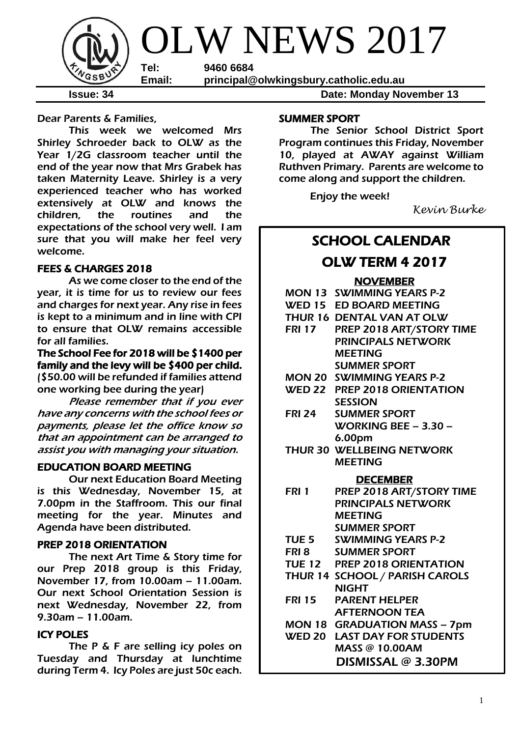# OLW NEWS 2017

**Tel:** 9460 6684
**Email:** principal@olwkingsbury.catholic.edu.au

**Issue: 34** **Date: Monday November 13**

Dear Parents & Families,

This week we welcomed Mrs Shirley Schroeder back to OLW as the Year 1/2G classroom teacher until the end of the year now that Mrs Grabek has taken Maternity Leave. Shirley is a very experienced teacher who has worked extensively at OLW and knows the children, the routines and the expectations of the school very well. I am sure that you will make her feel very welcome.

## FEES & CHARGES 2018

As we come closer to the end of the year, it is time for us to review our fees and charges for next year. Any rise in fees is kept to a minimum and in line with CPI to ensure that OLW remains accessible for all families.

**The School Fee for 2018 will be $1400 per family and the levy will be $400 per child.** ($50.00 will be refunded if families attend one working bee during the year)

*Please remember that if you ever have any concerns with the school fees or payments, please let the office know so that an appointment can be arranged to assist you with managing your situation.*

## EDUCATION BOARD MEETING

Our next Education Board Meeting is this Wednesday, November 15, at 7.00pm in the Staffroom. This our final meeting for the year. Minutes and Agenda have been distributed.

## PREP 2018 ORIENTATION

The next Art Time & Story time for our Prep 2018 group is this Friday, November 17, from 10.00am – 11.00am. Our next School Orientation Session is next Wednesday, November 22, from 9.30am – 11.00am.

## ICY POLES

The P & F are selling icy poles on Tuesday and Thursday at lunchtime during Term 4. Icy Poles are just 50c each.

## SUMMER SPORT

The Senior School District Sport Program continues this Friday, November 10, played at AWAY against William Ruthven Primary. Parents are welcome to come along and support the children.

Enjoy the week!

*Kevin Burke*

## SCHOOL CALENDAR

## OLW TERM 4 2017

### NOVEMBER

| | |
|---|---|
| MON 13 | SWIMMING YEARS P-2 |
| WED 15 | ED BOARD MEETING |
| THUR 16 | DENTAL VAN AT OLW |
| FRI 17 | PREP 2018 ART/STORY TIME<br>PRINCIPALS NETWORK MEETING<br>SUMMER SPORT |
| MON 20 | SWIMMING YEARS P-2 |
| WED 22 | PREP 2018 ORIENTATION SESSION |
| FRI 24 | SUMMER SPORT<br>WORKING BEE – 3.30 – 6.00pm |
| THUR 30 | WELLBEING NETWORK MEETING |

### DECEMBER

| | |
|---|---|
| FRI 1 | PREP 2018 ART/STORY TIME<br>PRINCIPALS NETWORK MEETING<br>SUMMER SPORT |
| TUE 5 | SWIMMING YEARS P-2 |
| FRI 8 | SUMMER SPORT |
| TUE 12 | PREP 2018 ORIENTATION |
| THUR 14 | SCHOOL / PARISH CAROLS NIGHT |
| FRI 15 | PARENT HELPER AFTERNOON TEA |
| MON 18 | GRADUATION MASS – 7pm |
| WED 20 | LAST DAY FOR STUDENTS<br>MASS @ 10.00AM<br>DISMISSAL @ 3.30PM |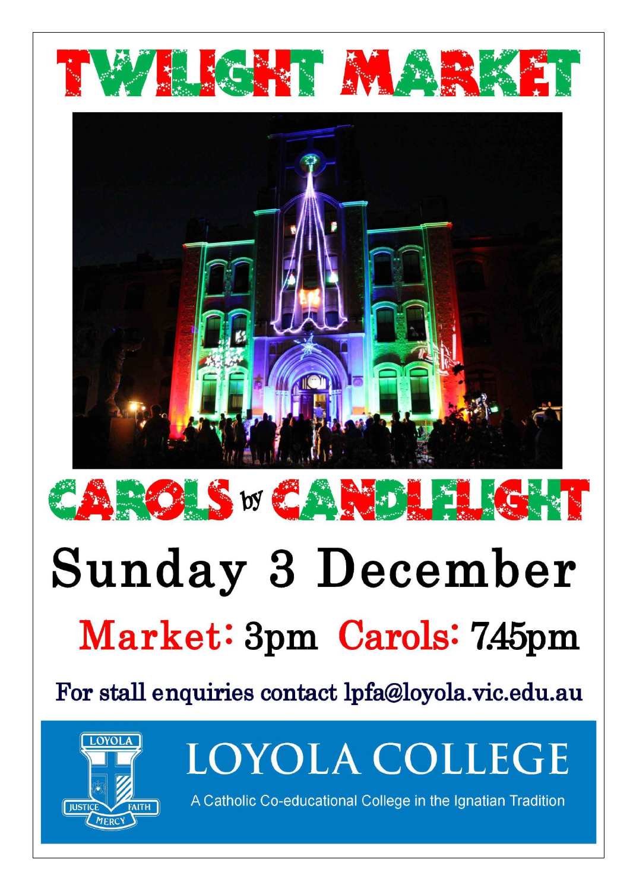# TWILIGHT MARKET

# CAROLS by CANDLELIGHT

# Sunday 3 December

## Market: 3pm Carols: 7.45pm

For stall enquiries contact lpfa@loyola.vic.edu.au

LOYOLA COLLEGE

A Catholic Co-educational College in the Ignatian Tradition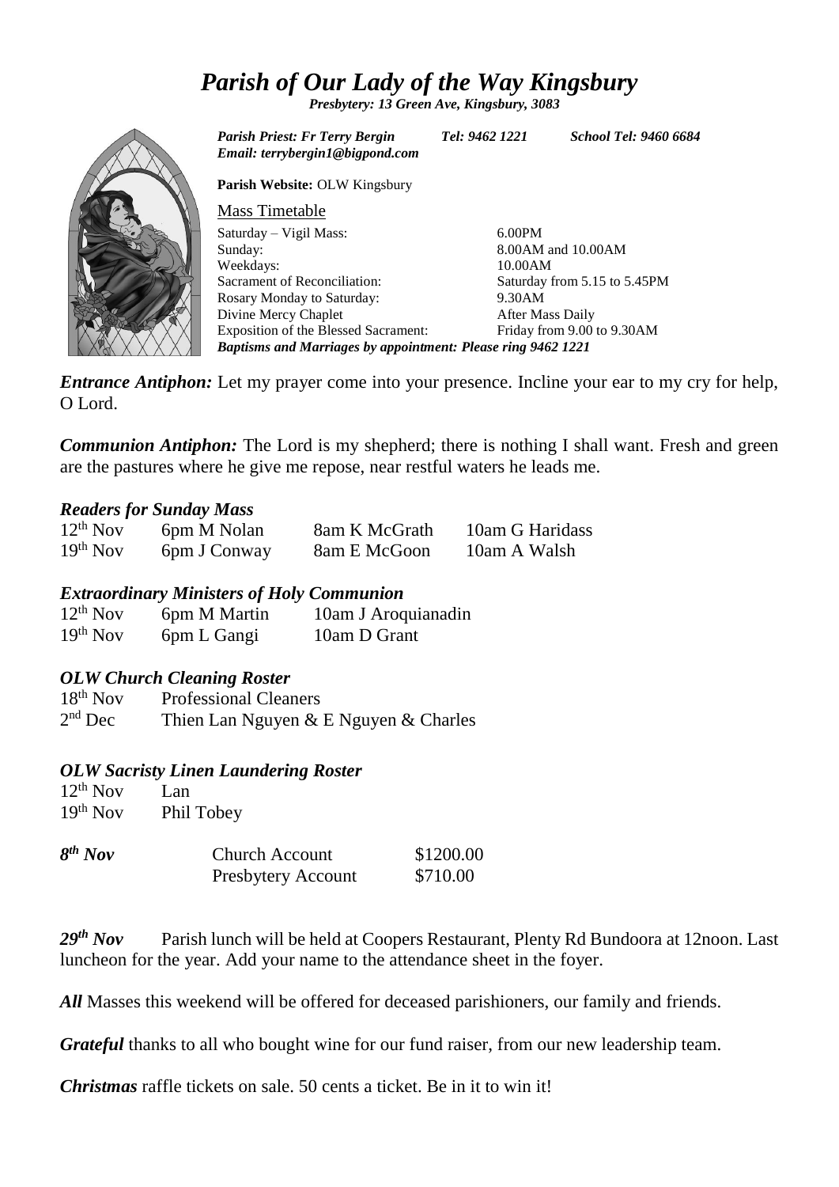# *Parish of Our Lady of the Way Kingsbury*

***Presbytery: 13 Green Ave, Kingsbury, 3083***

***Parish Priest: Fr Terry Bergin*** ***Tel: 9462 1221*** ***School Tel: 9460 6684***
***Email: terrybergin1@bigpond.com***

**Parish Website:** OLW Kingsbury

Mass Timetable

| | |
|---|---|
| Saturday – Vigil Mass: | 6.00PM |
| Sunday: | 8.00AM and 10.00AM |
| Weekdays: | 10.00AM |
| Sacrament of Reconciliation: | Saturday from 5.15 to 5.45PM |
| Rosary Monday to Saturday: | 9.30AM |
| Divine Mercy Chaplet | After Mass Daily |
| Exposition of the Blessed Sacrament: | Friday from 9.00 to 9.30AM |

***Baptisms and Marriages by appointment: Please ring 9462 1221***

***Entrance Antiphon:*** Let my prayer come into your presence. Incline your ear to my cry for help, O Lord.

***Communion Antiphon:*** The Lord is my shepherd; there is nothing I shall want. Fresh and green are the pastures where he give me repose, near restful waters he leads me.

### *Readers for Sunday Mass*

| | | | |
|---|---|---|---|
| 12th Nov | 6pm M Nolan | 8am K McGrath | 10am G Haridass |
| 19th Nov | 6pm J Conway | 8am E McGoon | 10am A Walsh |

### *Extraordinary Ministers of Holy Communion*

| | | |
|---|---|---|
| 12th Nov | 6pm M Martin | 10am J Aroquianadin |
| 19th Nov | 6pm L Gangi | 10am D Grant |

### *OLW Church Cleaning Roster*

| | |
|---|---|
| 18th Nov | Professional Cleaners |
| 2nd Dec | Thien Lan Nguyen & E Nguyen & Charles |

### *OLW Sacristy Linen Laundering Roster*

| | |
|---|---|
| 12th Nov | Lan |
| 19th Nov | Phil Tobey |

| | | |
|---|---|---|
| ***8th Nov*** | Church Account | \$1200.00 |
| | Presbytery Account | \$710.00 |

***29th Nov*** Parish lunch will be held at Coopers Restaurant, Plenty Rd Bundoora at 12noon. Last luncheon for the year. Add your name to the attendance sheet in the foyer.

***All*** Masses this weekend will be offered for deceased parishioners, our family and friends.

***Grateful*** thanks to all who bought wine for our fund raiser, from our new leadership team.

***Christmas*** raffle tickets on sale. 50 cents a ticket. Be in it to win it!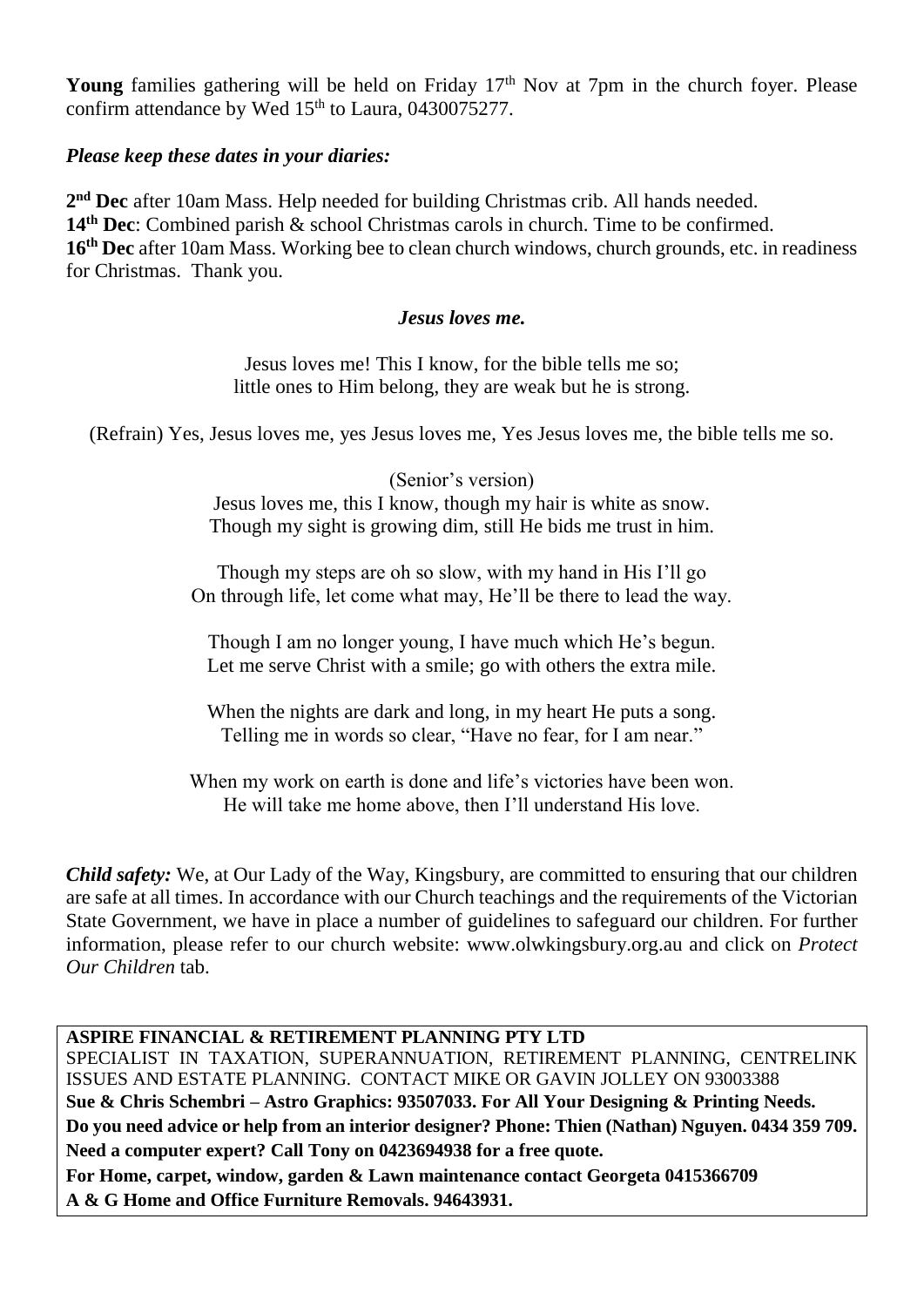**Young** families gathering will be held on Friday 17th Nov at 7pm in the church foyer. Please confirm attendance by Wed 15th to Laura, 0430075277.

***Please keep these dates in your diaries:***

**2nd Dec** after 10am Mass. Help needed for building Christmas crib. All hands needed.
**14th Dec**: Combined parish & school Christmas carols in church. Time to be confirmed.
**16th Dec** after 10am Mass. Working bee to clean church windows, church grounds, etc. in readiness for Christmas. Thank you.

***Jesus loves me.***

Jesus loves me! This I know, for the bible tells me so;
little ones to Him belong, they are weak but he is strong.

(Refrain) Yes, Jesus loves me, yes Jesus loves me, Yes Jesus loves me, the bible tells me so.

(Senior's version)
Jesus loves me, this I know, though my hair is white as snow.
Though my sight is growing dim, still He bids me trust in him.

Though my steps are oh so slow, with my hand in His I'll go
On through life, let come what may, He'll be there to lead the way.

Though I am no longer young, I have much which He's begun.
Let me serve Christ with a smile; go with others the extra mile.

When the nights are dark and long, in my heart He puts a song.
Telling me in words so clear, "Have no fear, for I am near."

When my work on earth is done and life's victories have been won.
He will take me home above, then I'll understand His love.

***Child safety:*** We, at Our Lady of the Way, Kingsbury, are committed to ensuring that our children are safe at all times. In accordance with our Church teachings and the requirements of the Victorian State Government, we have in place a number of guidelines to safeguard our children. For further information, please refer to our church website: www.olwkingsbury.org.au and click on *Protect Our Children* tab.

**ASPIRE FINANCIAL & RETIREMENT PLANNING PTY LTD**
SPECIALIST IN TAXATION, SUPERANNUATION, RETIREMENT PLANNING, CENTRELINK ISSUES AND ESTATE PLANNING. CONTACT MIKE OR GAVIN JOLLEY ON 93003388
**Sue & Chris Schembri – Astro Graphics: 93507033. For All Your Designing & Printing Needs.**
**Do you need advice or help from an interior designer? Phone: Thien (Nathan) Nguyen. 0434 359 709.**
**Need a computer expert? Call Tony on 0423694938 for a free quote.**
**For Home, carpet, window, garden & Lawn maintenance contact Georgeta 0415366709**
**A & G Home and Office Furniture Removals. 94643931.**